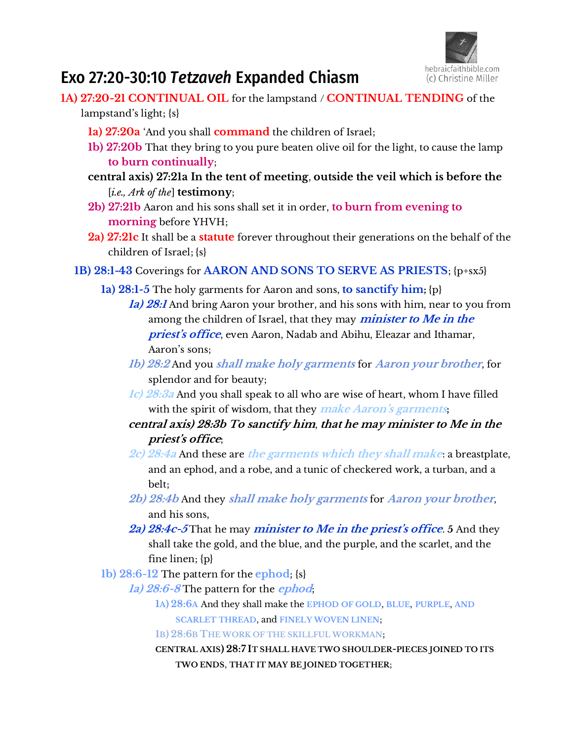# Exo 27:20-30:10 *Tetzaveh* Expanded Chiasm

**1A) 27:20-21 CONTINUAL OIL** for the lampstand / **CONTINUAL TENDING** of the lampstand's light; {s}

- **1a) 27:20a** 'And you shall **command** the children of Israel;
- **1b) 27:20b** That they bring to you pure beaten olive oil for the light, to cause the lamp **to burn continually**;
- **central axis) 27:21a In the tent of meeting, outside the veil which is before the** [*i.e., Ark of the*] **testimony**;
- **2b) 27:21b** Aaron and his sons shall set it in order, **to burn from evening to morning** before YHVH;
- **2a) 27:21c** It shall be a **statute** forever throughout their generations on the behalf of the children of Israel; {s}

**1B) 28:1-43** Coverings for **AARON AND SONS TO SERVE AS PRIESTS**; {p+sx5}

- **1a) 28:1-5** The holy garments for Aaron and sons, **to sanctify him**; {p}
  - ***1a) 28:1*** And bring Aaron your brother, and his sons with him, near to you from among the children of Israel, that they may ***minister to Me in the priest's office***, even Aaron, Nadab and Abihu, Eleazar and Ithamar, Aaron's sons;
  - ***1b) 28:2*** And you ***shall make holy garments*** for ***Aaron your brother***, for splendor and for beauty;
  - ***1c) 28:3a*** And you shall speak to all who are wise of heart, whom I have filled with the spirit of wisdom, that they ***make Aaron's garments***;
  - ***central axis) 28:3b To sanctify him, that he may minister to Me in the priest's office***;
  - ***2c) 28:4a*** And these are ***the garments which they shall make***: a breastplate, and an ephod, and a robe, and a tunic of checkered work, a turban, and a belt;
  - ***2b) 28:4b*** And they ***shall make holy garments*** for ***Aaron your brother***, and his sons,
  - ***2a) 28:4c-5*** That he may ***minister to Me in the priest's office***. 5 And they shall take the gold, and the blue, and the purple, and the scarlet, and the fine linen; {p}
- **1b) 28:6-12** The pattern for the **ephod**; {s}
  - ***1a) 28:6-8*** The pattern for the ***ephod***;
    - **1A) 28:6A** And they shall make the **EPHOD OF GOLD**, **BLUE**, **PURPLE**, **AND SCARLET THREAD**, and **FINELY WOVEN LINEN**;
    - **1B) 28:6B THE WORK OF THE SKILLFUL WORKMAN**;
    - **CENTRAL AXIS) 28:7 IT SHALL HAVE TWO SHOULDER-PIECES JOINED TO ITS TWO ENDS, THAT IT MAY BE JOINED TOGETHER;**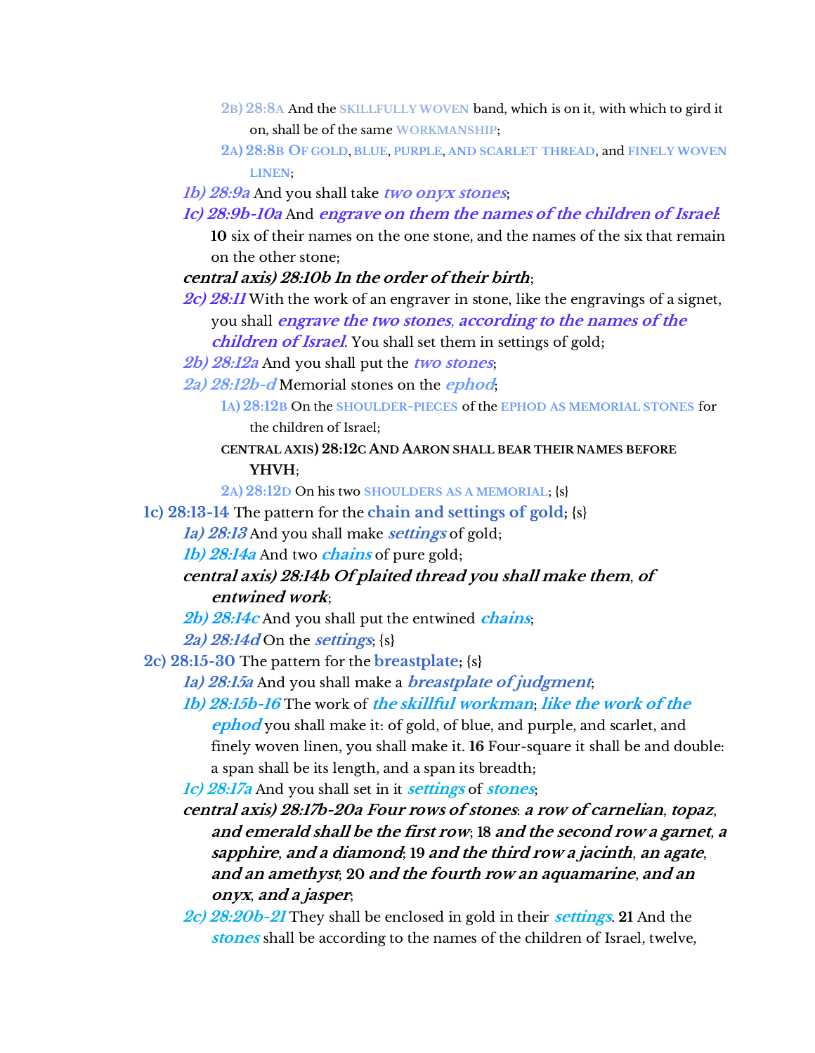2B) 28:8A And the SKILLFULLY WOVEN band, which is on it, with which to gird it on, shall be of the same WORKMANSHIP;

2A) 28:8B OF GOLD, BLUE, PURPLE, AND SCARLET THREAD, and FINELY WOVEN LINEN;

*1b) 28:9a* And you shall take ***two onyx stones***;

*1c) 28:9b-10a* And ***engrave on them the names of the children of Israel***: **10** six of their names on the one stone, and the names of the six that remain on the other stone;

***central axis) 28:10b In the order of their birth***;

*2c) 28:11* With the work of an engraver in stone, like the engravings of a signet, you shall ***engrave the two stones***, ***according to the names of the children of Israel***. You shall set them in settings of gold;

*2b) 28:12a* And you shall put the ***two stones***;

*2a) 28:12b-d* Memorial stones on the ***ephod***;

1A) 28:12B On the SHOULDER-PIECES of the EPHOD AS MEMORIAL STONES for the children of Israel;

CENTRAL AXIS) **28:12C AND AARON SHALL BEAR THEIR NAMES BEFORE YHVH**;

2A) 28:12D On his two SHOULDERS AS A MEMORIAL; {s}

**1c) 28:13-14** The pattern for the **chain and settings of gold**; {s}

*1a) 28:13* And you shall make ***settings*** of gold;

*1b) 28:14a* And two ***chains*** of pure gold;

***central axis) 28:14b Of plaited thread you shall make them, of entwined work***;

*2b) 28:14c* And you shall put the entwined ***chains***;

*2a) 28:14d* On the ***settings***; {s}

**2c) 28:15-30** The pattern for the **breastplate**; {s}

*1a) 28:15a* And you shall make a ***breastplate of judgment***;

*1b) 28:15b-16* The work of ***the skillful workman***; ***like the work of the ephod*** you shall make it: of gold, of blue, and purple, and scarlet, and finely woven linen, you shall make it. **16** Four-square it shall be and double: a span shall be its length, and a span its breadth;

*1c) 28:17a* And you shall set in it ***settings*** of ***stones***;

***central axis) 28:17b-20a Four rows of stones: a row of carnelian, topaz, and emerald shall be the first row; 18 and the second row a garnet, a sapphire, and a diamond; 19 and the third row a jacinth, an agate, and an amethyst; 20 and the fourth row an aquamarine, and an onyx, and a jasper***;

*2c) 28:20b-21* They shall be enclosed in gold in their ***settings***. **21** And the ***stones*** shall be according to the names of the children of Israel, twelve,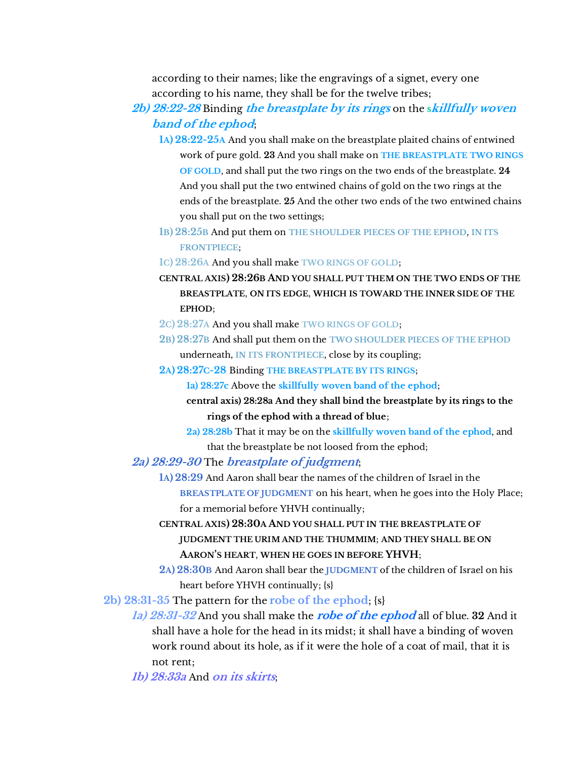according to their names; like the engravings of a signet, every one according to his name, they shall be for the twelve tribes;

***2b) 28:22-28*** Binding ***the breastplate by its rings*** on the ***skillfully woven band of the ephod***;

- **1A) 28:22-25A** And you shall make on the breastplate plaited chains of entwined work of pure gold. **23** And you shall make on THE BREASTPLATE TWO RINGS OF GOLD, and shall put the two rings on the two ends of the breastplate. **24** And you shall put the two entwined chains of gold on the two rings at the ends of the breastplate. **25** And the other two ends of the two entwined chains you shall put on the two settings;
- **1B) 28:25B** And put them on THE SHOULDER PIECES OF THE EPHOD, IN ITS FRONTPIECE;
- **1C) 28:26A** And you shall make TWO RINGS OF GOLD;
- **CENTRAL AXIS) 28:26B AND YOU SHALL PUT THEM ON THE TWO ENDS OF THE BREASTPLATE, ON ITS EDGE, WHICH IS TOWARD THE INNER SIDE OF THE EPHOD;**
- **2C) 28:27A** And you shall make TWO RINGS OF GOLD;
- **2B) 28:27B** And shall put them on the TWO SHOULDER PIECES OF THE EPHOD underneath, IN ITS FRONTPIECE, close by its coupling;
- **2A) 28:27C-28** Binding THE BREASTPLATE BY ITS RINGS;
  - **1a) 28:27c** Above the **skillfully woven band of the ephod**;
  - **central axis) 28:28a And they shall bind the breastplate by its rings to the rings of the ephod with a thread of blue**;
  - **2a) 28:28b** That it may be on the **skillfully woven band of the ephod**, and that the breastplate be not loosed from the ephod;

***2a) 28:29-30*** The ***breastplate of judgment***;

- **1A) 28:29** And Aaron shall bear the names of the children of Israel in the BREASTPLATE OF JUDGMENT on his heart, when he goes into the Holy Place; for a memorial before YHVH continually;
- **CENTRAL AXIS) 28:30A AND YOU SHALL PUT IN THE BREASTPLATE OF JUDGMENT THE URIM AND THE THUMMIM; AND THEY SHALL BE ON AARON'S HEART, WHEN HE GOES IN BEFORE YHVH;**
- **2A) 28:30B** And Aaron shall bear the JUDGMENT of the children of Israel on his heart before YHVH continually; {s}

**2b) 28:31-35** The pattern for the **robe of the ephod**; {s}

***1a) 28:31-32*** And you shall make the ***robe of the ephod*** all of blue. **32** And it shall have a hole for the head in its midst; it shall have a binding of woven work round about its hole, as if it were the hole of a coat of mail, that it is not rent;

***1b) 28:33a*** And ***on its skirts***;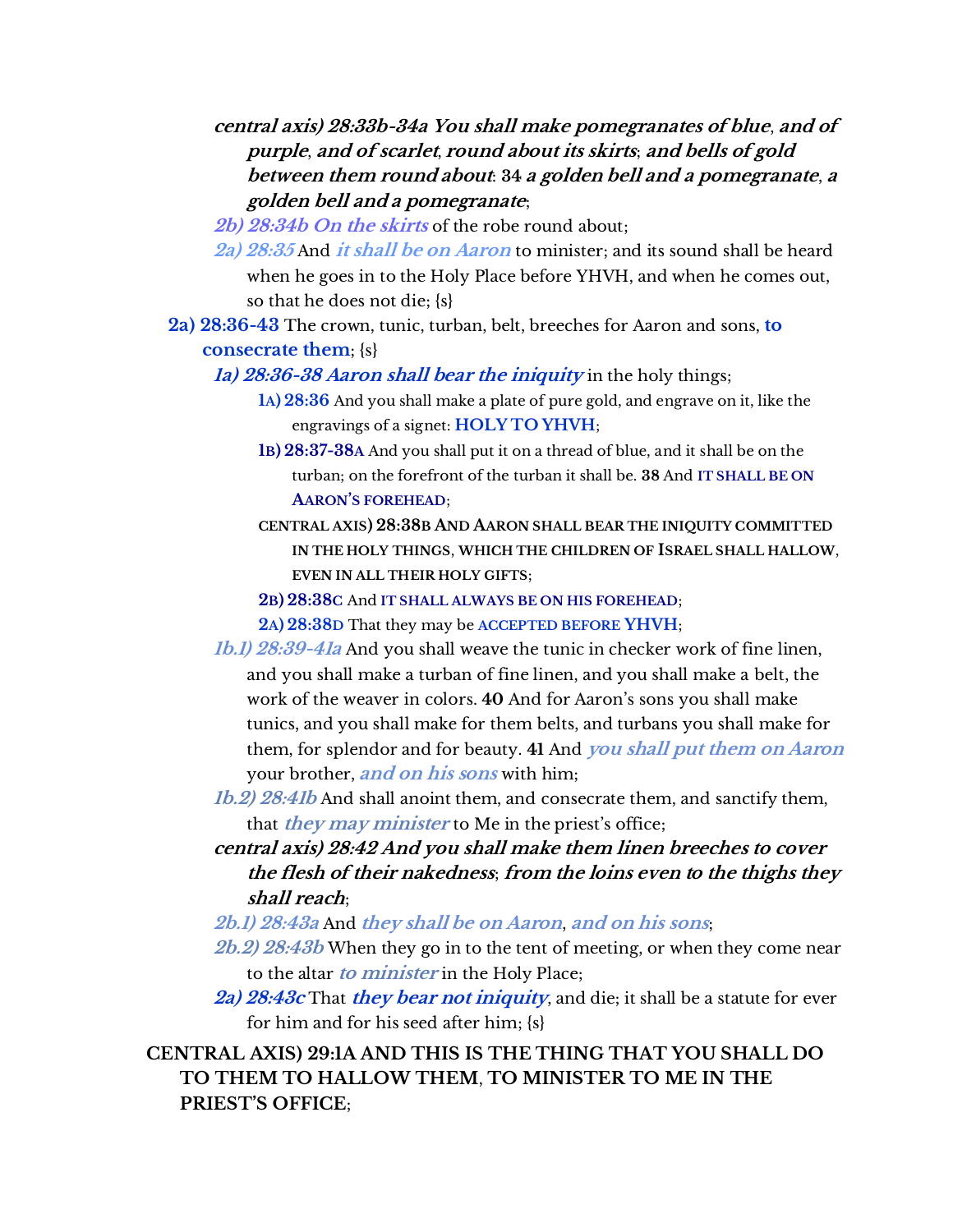***central axis) 28:33b-34a You shall make pomegranates of blue, and of purple, and of scarlet, round about its skirts; and bells of gold between them round about: 34 a golden bell and a pomegranate, a golden bell and a pomegranate;***

***2b) 28:34b On the skirts*** of the robe round about;

*2a) 28:35* And ***it shall be on Aaron*** to minister; and its sound shall be heard when he goes in to the Holy Place before YHVH, and when he comes out, so that he does not die; {s}

**2a) 28:36-43** The crown, tunic, turban, belt, breeches for Aaron and sons, **to consecrate them**; {s}

***1a) 28:36-38 Aaron shall bear the iniquity*** in the holy things;

**1A) 28:36** And you shall make a plate of pure gold, and engrave on it, like the engravings of a signet: **HOLY TO YHVH**;

**1B) 28:37-38A** And you shall put it on a thread of blue, and it shall be on the turban; on the forefront of the turban it shall be. **38** And **IT SHALL BE ON AARON'S FOREHEAD**;

**CENTRAL AXIS) 28:38B AND AARON SHALL BEAR THE INIQUITY COMMITTED IN THE HOLY THINGS, WHICH THE CHILDREN OF ISRAEL SHALL HALLOW, EVEN IN ALL THEIR HOLY GIFTS;**

**2B) 28:38C** And **IT SHALL ALWAYS BE ON HIS FOREHEAD**;

**2A) 28:38D** That they may be **ACCEPTED BEFORE YHVH**;

*1b.1) 28:39-41a* And you shall weave the tunic in checker work of fine linen, and you shall make a turban of fine linen, and you shall make a belt, the work of the weaver in colors. **40** And for Aaron's sons you shall make tunics, and you shall make for them belts, and turbans you shall make for them, for splendor and for beauty. **41** And ***you shall put them on Aaron*** your brother, ***and on his sons*** with him;

*1b.2) 28:41b* And shall anoint them, and consecrate them, and sanctify them, that ***they may minister*** to Me in the priest's office;

***central axis) 28:42 And you shall make them linen breeches to cover the flesh of their nakedness; from the loins even to the thighs they shall reach;***

*2b.1) 28:43a* And ***they shall be on Aaron, and on his sons***;

*2b.2) 28:43b* When they go in to the tent of meeting, or when they come near to the altar ***to minister*** in the Holy Place;

***2a) 28:43c*** That ***they bear not iniquity***, and die; it shall be a statute for ever for him and for his seed after him; {s}

**CENTRAL AXIS) 29:1A AND THIS IS THE THING THAT YOU SHALL DO TO THEM TO HALLOW THEM, TO MINISTER TO ME IN THE PRIEST'S OFFICE;**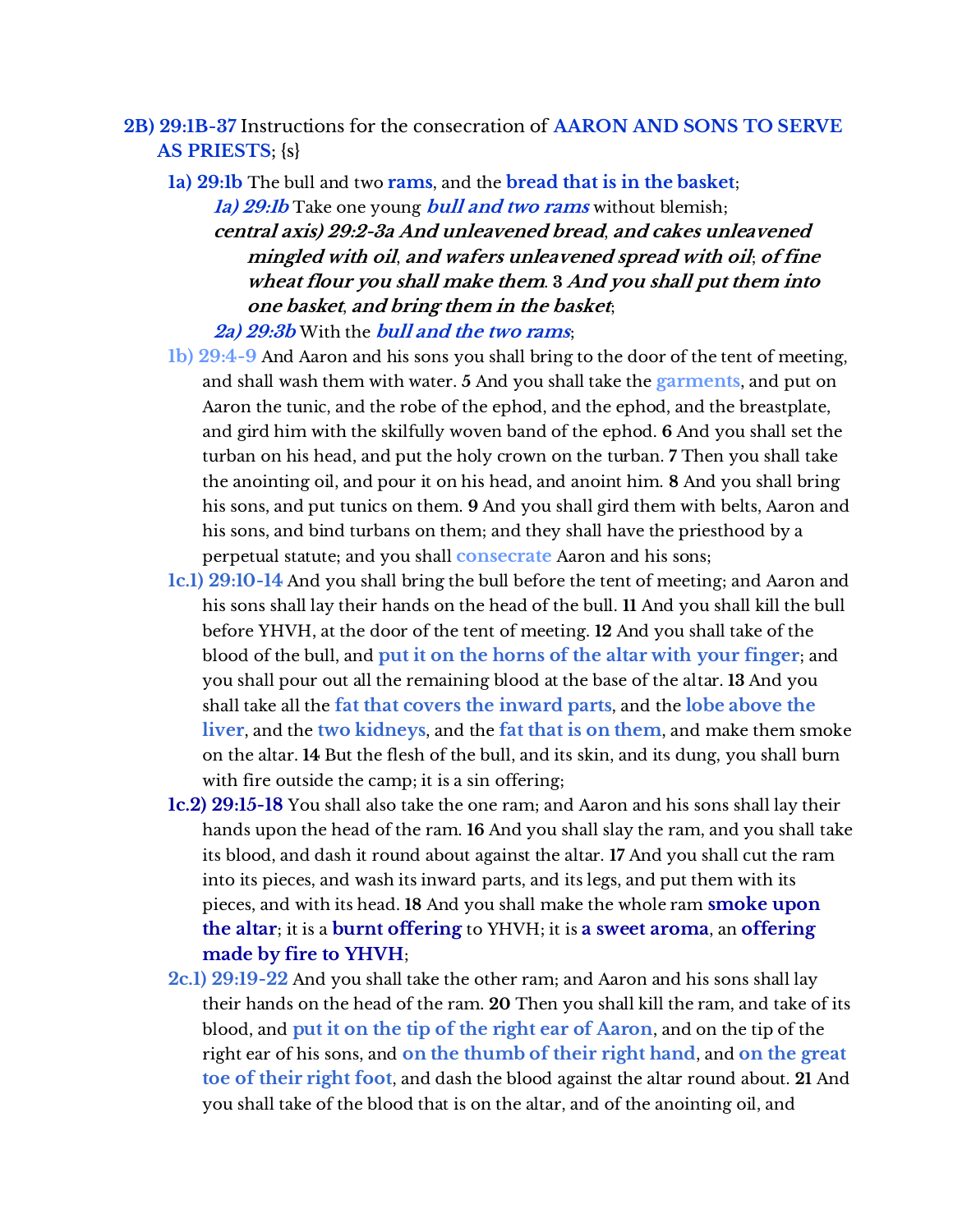**2B) 29:1B-37** Instructions for the consecration of **AARON AND SONS TO SERVE AS PRIESTS**; {s}

- **1a) 29:1b** The bull and two **rams**, and the **bread that is in the basket**;
    - ***1a) 29:1b*** *Take one young* ***bull and two rams*** *without blemish;*
    - ***central axis) 29:2-3a And unleavened bread, and cakes unleavened mingled with oil, and wafers unleavened spread with oil; of fine wheat flour you shall make them. 3 And you shall put them into one basket, and bring them in the basket;***
    - ***2a) 29:3b*** *With the* ***bull and the two rams****;*
- **1b) 29:4-9** And Aaron and his sons you shall bring to the door of the tent of meeting, and shall wash them with water. **5** And you shall take the **garments**, and put on Aaron the tunic, and the robe of the ephod, and the ephod, and the breastplate, and gird him with the skilfully woven band of the ephod. **6** And you shall set the turban on his head, and put the holy crown on the turban. **7** Then you shall take the anointing oil, and pour it on his head, and anoint him. **8** And you shall bring his sons, and put tunics on them. **9** And you shall gird them with belts, Aaron and his sons, and bind turbans on them; and they shall have the priesthood by a perpetual statute; and you shall **consecrate** Aaron and his sons;
- **1c.1) 29:10-14** And you shall bring the bull before the tent of meeting; and Aaron and his sons shall lay their hands on the head of the bull. **11** And you shall kill the bull before YHVH, at the door of the tent of meeting. **12** And you shall take of the blood of the bull, and **put it on the horns of the altar with your finger**; and you shall pour out all the remaining blood at the base of the altar. **13** And you shall take all the **fat that covers the inward parts**, and the **lobe above the liver**, and the **two kidneys**, and the **fat that is on them**, and make them smoke on the altar. **14** But the flesh of the bull, and its skin, and its dung, you shall burn with fire outside the camp; it is a sin offering;
- **1c.2) 29:15-18** You shall also take the one ram; and Aaron and his sons shall lay their hands upon the head of the ram. **16** And you shall slay the ram, and you shall take its blood, and dash it round about against the altar. **17** And you shall cut the ram into its pieces, and wash its inward parts, and its legs, and put them with its pieces, and with its head. **18** And you shall make the whole ram **smoke upon the altar**; it is a **burnt offering** to YHVH; it is **a sweet aroma**, an **offering made by fire to YHVH**;
- **2c.1) 29:19-22** And you shall take the other ram; and Aaron and his sons shall lay their hands on the head of the ram. **20** Then you shall kill the ram, and take of its blood, and **put it on the tip of the right ear of Aaron**, and on the tip of the right ear of his sons, and **on the thumb of their right hand**, and **on the great toe of their right foot**, and dash the blood against the altar round about. **21** And you shall take of the blood that is on the altar, and of the anointing oil, and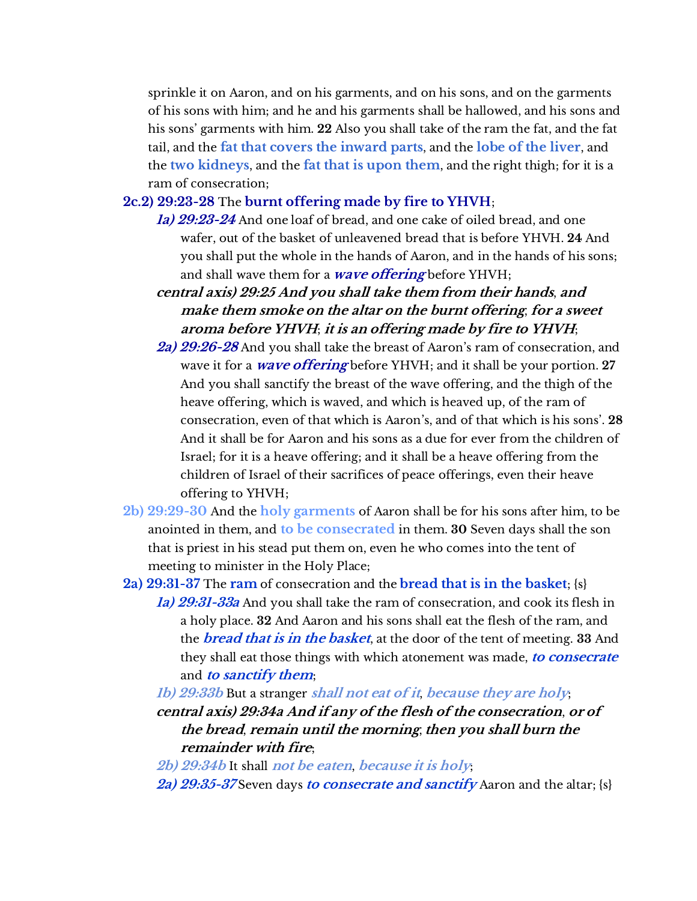sprinkle it on Aaron, and on his garments, and on his sons, and on the garments of his sons with him; and he and his garments shall be hallowed, and his sons and his sons' garments with him. **22** Also you shall take of the ram the fat, and the fat tail, and the **fat that covers the inward parts**, and the **lobe of the liver**, and the **two kidneys**, and the **fat that is upon them**, and the right thigh; for it is a ram of consecration;

**2c.2) 29:23-28** The **burnt offering made by fire to YHVH**;

- ***1a) 29:23-24*** And one loaf of bread, and one cake of oiled bread, and one wafer, out of the basket of unleavened bread that is before YHVH. **24** And you shall put the whole in the hands of Aaron, and in the hands of his sons; and shall wave them for a ***wave offering*** before YHVH;
- ***central axis) 29:25 And you shall take them from their hands, and make them smoke on the altar on the burnt offering; for a sweet aroma before YHVH; it is an offering made by fire to YHVH;***
- ***2a) 29:26-28*** And you shall take the breast of Aaron's ram of consecration, and wave it for a ***wave offering*** before YHVH; and it shall be your portion. **27** And you shall sanctify the breast of the wave offering, and the thigh of the heave offering, which is waved, and which is heaved up, of the ram of consecration, even of that which is Aaron's, and of that which is his sons'. **28** And it shall be for Aaron and his sons as a due for ever from the children of Israel; for it is a heave offering; and it shall be a heave offering from the children of Israel of their sacrifices of peace offerings, even their heave offering to YHVH;

**2b) 29:29-30** And the **holy garments** of Aaron shall be for his sons after him, to be anointed in them, and **to be consecrated** in them. **30** Seven days shall the son that is priest in his stead put them on, even he who comes into the tent of meeting to minister in the Holy Place;

**2a) 29:31-37** The **ram** of consecration and the **bread that is in the basket**; {s}

- ***1a) 29:31-33a*** And you shall take the ram of consecration, and cook its flesh in a holy place. **32** And Aaron and his sons shall eat the flesh of the ram, and the ***bread that is in the basket***, at the door of the tent of meeting. **33** And they shall eat those things with which atonement was made, ***to consecrate*** and ***to sanctify them***;
- ***1b) 29:33b*** But a stranger ***shall not eat of it***, ***because they are holy***;
- ***central axis) 29:34a And if any of the flesh of the consecration, or of the bread, remain until the morning; then you shall burn the remainder with fire;***
- ***2b) 29:34b*** It shall ***not be eaten***, ***because it is holy***;
- ***2a) 29:35-37*** Seven days ***to consecrate and sanctify*** Aaron and the altar; {s}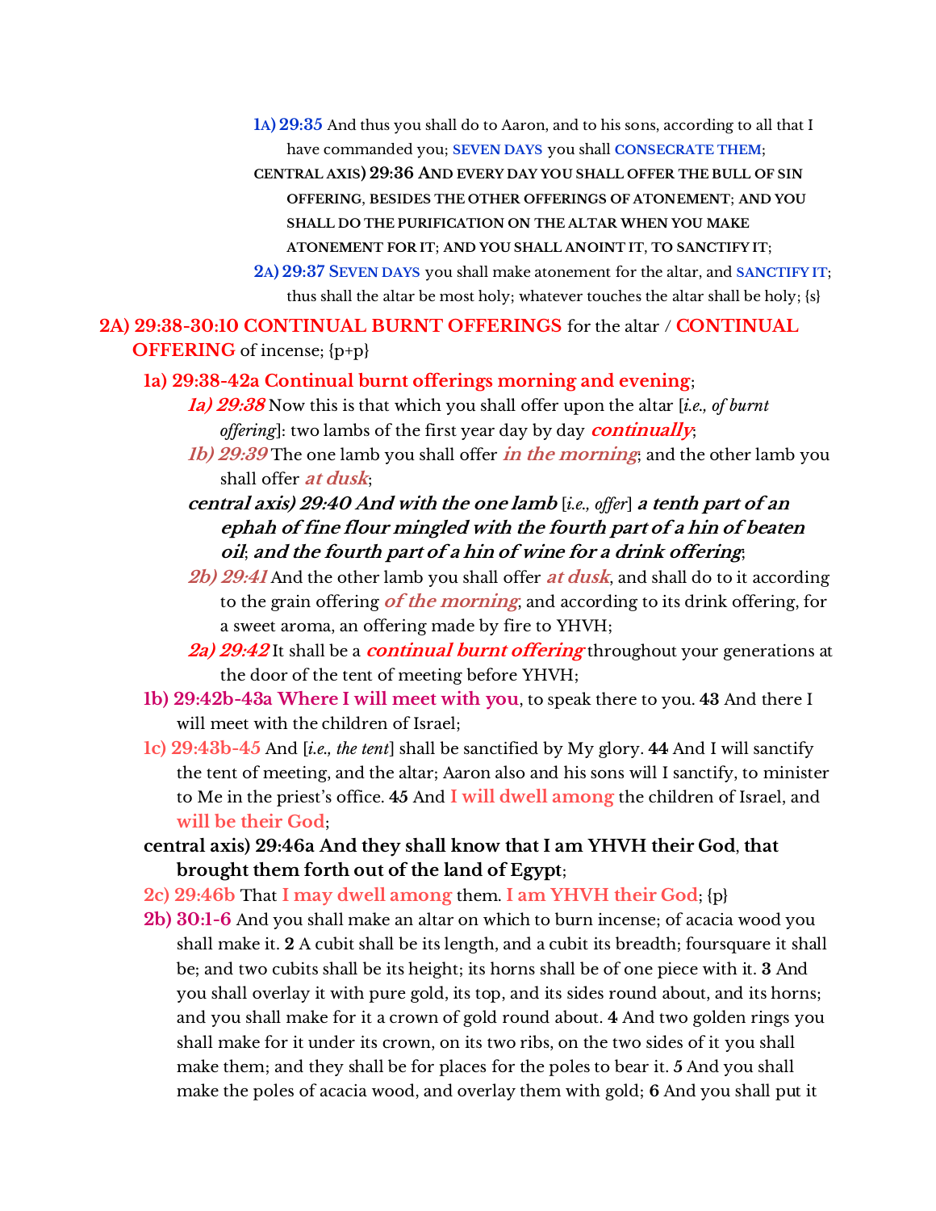1A) **29:35** And thus you shall do to Aaron, and to his sons, according to all that I have commanded you; **SEVEN DAYS** you shall **CONSECRATE THEM**;

**CENTRAL AXIS) 29:36 AND EVERY DAY YOU SHALL OFFER THE BULL OF SIN OFFERING, BESIDES THE OTHER OFFERINGS OF ATONEMENT; AND YOU SHALL DO THE PURIFICATION ON THE ALTAR WHEN YOU MAKE ATONEMENT FOR IT; AND YOU SHALL ANOINT IT, TO SANCTIFY IT;**

2A) **29:37 SEVEN DAYS** you shall make atonement for the altar, and **SANCTIFY IT**; thus shall the altar be most holy; whatever touches the altar shall be holy; {s}

**2A) 29:38-30:10 CONTINUAL BURNT OFFERINGS** for the altar / **CONTINUAL OFFERING** of incense; {p+p}

**1a) 29:38-42a Continual burnt offerings morning and evening**;

***1a) 29:38*** Now this is that which you shall offer upon the altar [*i.e., of burnt offering*]: two lambs of the first year day by day ***continually***;

***1b) 29:39*** The one lamb you shall offer ***in the morning***; and the other lamb you shall offer ***at dusk***;

***central axis) 29:40 And with the one lamb*** [*i.e., offer*] ***a tenth part of an ephah of fine flour mingled with the fourth part of a hin of beaten oil***; ***and the fourth part of a hin of wine for a drink offering***;

***2b) 29:41*** And the other lamb you shall offer ***at dusk***, and shall do to it according to the grain offering ***of the morning***, and according to its drink offering, for a sweet aroma, an offering made by fire to YHVH;

***2a) 29:42*** It shall be a ***continual burnt offering*** throughout your generations at the door of the tent of meeting before YHVH;

**1b) 29:42b-43a Where I will meet with you**, to speak there to you. **43** And there I will meet with the children of Israel;

**1c) 29:43b-45** And [*i.e., the tent*] shall be sanctified by My glory. **44** And I will sanctify the tent of meeting, and the altar; Aaron also and his sons will I sanctify, to minister to Me in the priest's office. **45** And **I will dwell among** the children of Israel, and **will be their God**;

**central axis) 29:46a And they shall know that I am YHVH their God**, **that brought them forth out of the land of Egypt**;

**2c) 29:46b** That **I may dwell among** them. **I am YHVH their God**; {p}

**2b) 30:1-6** And you shall make an altar on which to burn incense; of acacia wood you shall make it. **2** A cubit shall be its length, and a cubit its breadth; foursquare it shall be; and two cubits shall be its height; its horns shall be of one piece with it. **3** And you shall overlay it with pure gold, its top, and its sides round about, and its horns; and you shall make for it a crown of gold round about. **4** And two golden rings you shall make for it under its crown, on its two ribs, on the two sides of it you shall make them; and they shall be for places for the poles to bear it. **5** And you shall make the poles of acacia wood, and overlay them with gold; **6** And you shall put it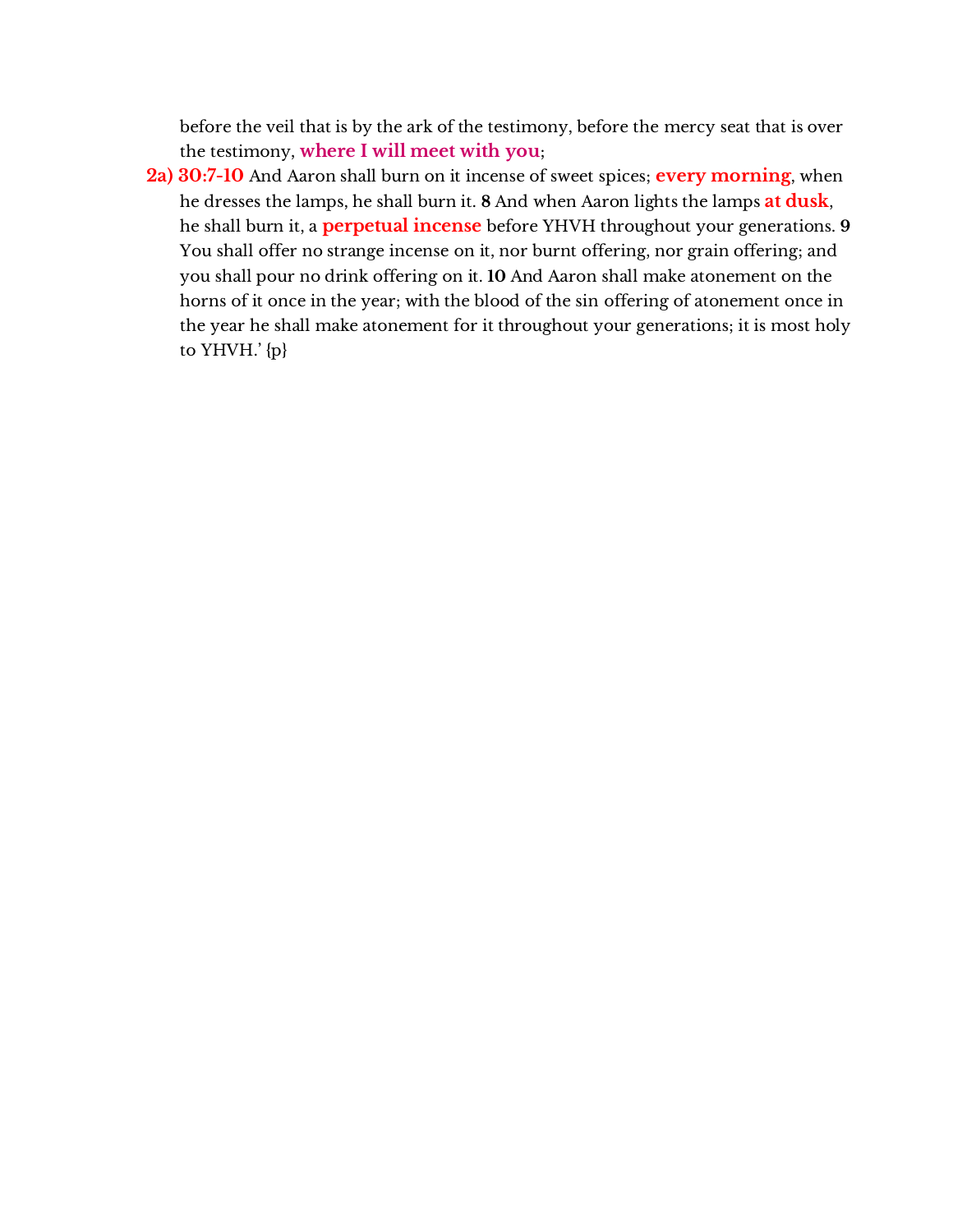before the veil that is by the ark of the testimony, before the mercy seat that is over the testimony, **where I will meet with you**;

**2a) 30:7-10** And Aaron shall burn on it incense of sweet spices; **every morning**, when he dresses the lamps, he shall burn it. **8** And when Aaron lights the lamps **at dusk**, he shall burn it, a **perpetual incense** before YHVH throughout your generations. **9** You shall offer no strange incense on it, nor burnt offering, nor grain offering; and you shall pour no drink offering on it. **10** And Aaron shall make atonement on the horns of it once in the year; with the blood of the sin offering of atonement once in the year he shall make atonement for it throughout your generations; it is most holy to YHVH.' {p}